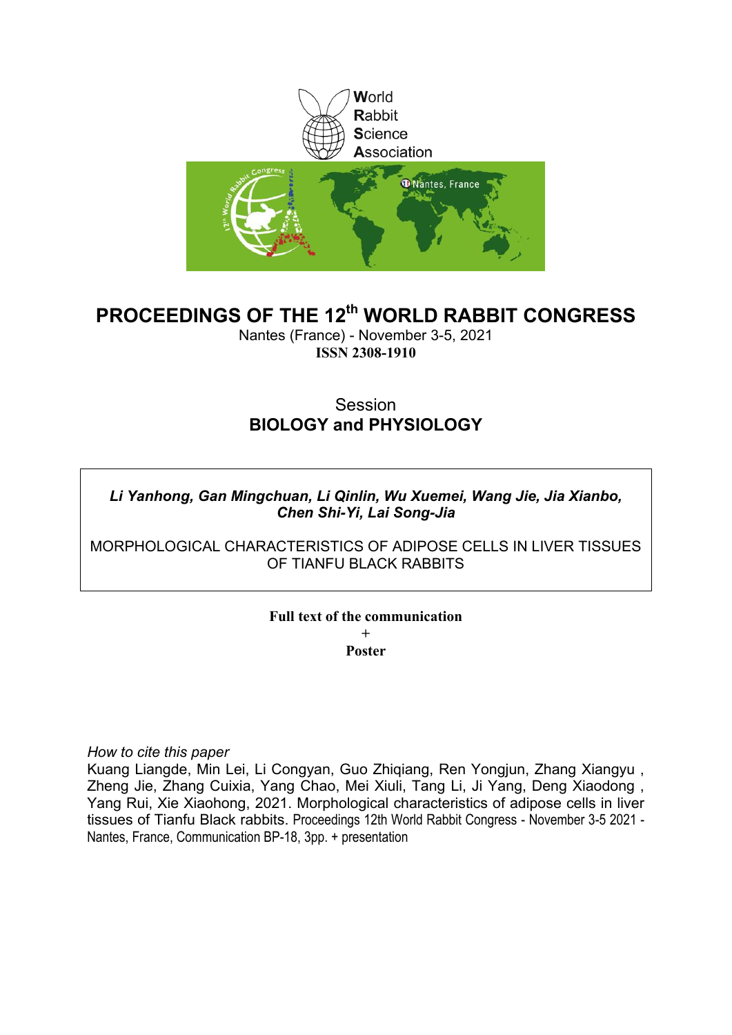World
Rabbit
Science
Association

# PROCEEDINGS OF THE 12th WORLD RABBIT CONGRESS

Nantes (France) - November 3-5, 2021

**ISSN 2308-1910**

Session

**BIOLOGY and PHYSIOLOGY**

***Li Yanhong, Gan Mingchuan, Li Qinlin, Wu Xuemei, Wang Jie, Jia Xianbo, Chen Shi-Yi, Lai Song-Jia***

MORPHOLOGICAL CHARACTERISTICS OF ADIPOSE CELLS IN LIVER TISSUES OF TIANFU BLACK RABBITS

**Full text of the communication**

**+**

**Poster**

*How to cite this paper*

Kuang Liangde, Min Lei, Li Congyan, Guo Zhiqiang, Ren Yongjun, Zhang Xiangyu , Zheng Jie, Zhang Cuixia, Yang Chao, Mei Xiuli, Tang Li, Ji Yang, Deng Xiaodong , Yang Rui, Xie Xiaohong, 2021. Morphological characteristics of adipose cells in liver tissues of Tianfu Black rabbits. Proceedings 12th World Rabbit Congress - November 3-5 2021 - Nantes, France, Communication BP-18, 3pp. + presentation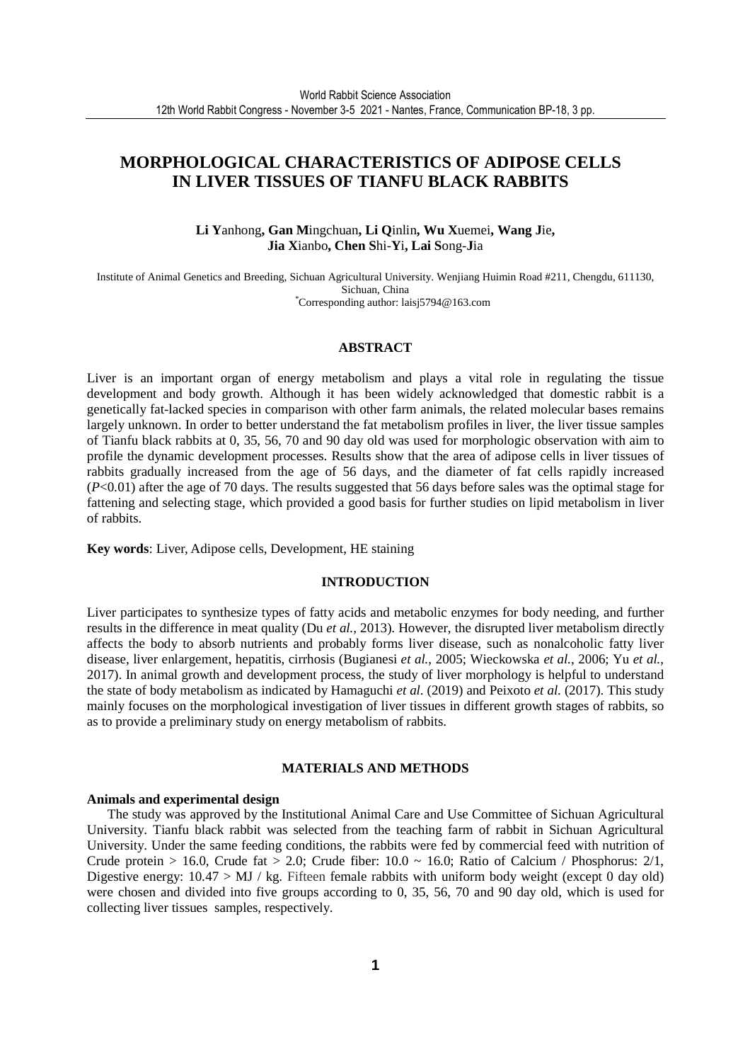# MORPHOLOGICAL CHARACTERISTICS OF ADIPOSE CELLS IN LIVER TISSUES OF TIANFU BLACK RABBITS

**Li Y**anhong**, Gan M**ingchuan**, Li Q**inlin**, Wu X**uemei**, Wang J**ie**, Jia X**ianbo**, Chen S**hi-**Y**i**, Lai S**ong-**J**ia

Institute of Animal Genetics and Breeding, Sichuan Agricultural University. Wenjiang Huimin Road #211, Chengdu, 611130, Sichuan, China
*Corresponding author: laisj5794@163.com

## ABSTRACT

Liver is an important organ of energy metabolism and plays a vital role in regulating the tissue development and body growth. Although it has been widely acknowledged that domestic rabbit is a genetically fat-lacked species in comparison with other farm animals, the related molecular bases remains largely unknown. In order to better understand the fat metabolism profiles in liver, the liver tissue samples of Tianfu black rabbits at 0, 35, 56, 70 and 90 day old was used for morphologic observation with aim to profile the dynamic development processes. Results show that the area of adipose cells in liver tissues of rabbits gradually increased from the age of 56 days, and the diameter of fat cells rapidly increased ($P<0.01$) after the age of 70 days. The results suggested that 56 days before sales was the optimal stage for fattening and selecting stage, which provided a good basis for further studies on lipid metabolism in liver of rabbits.

**Key words**: Liver, Adipose cells, Development, HE staining

## INTRODUCTION

Liver participates to synthesize types of fatty acids and metabolic enzymes for body needing, and further results in the difference in meat quality (Du *et al.*, 2013). However, the disrupted liver metabolism directly affects the body to absorb nutrients and probably forms liver disease, such as nonalcoholic fatty liver disease, liver enlargement, hepatitis, cirrhosis (Bugianesi *et al.*, 2005; Wieckowska *et al.*, 2006; Yu *et al.*, 2017). In animal growth and development process, the study of liver morphology is helpful to understand the state of body metabolism as indicated by Hamaguchi *et al.* (2019) and Peixoto *et al.* (2017). This study mainly focuses on the morphological investigation of liver tissues in different growth stages of rabbits, so as to provide a preliminary study on energy metabolism of rabbits.

## MATERIALS AND METHODS

### Animals and experimental design

The study was approved by the Institutional Animal Care and Use Committee of Sichuan Agricultural University. Tianfu black rabbit was selected from the teaching farm of rabbit in Sichuan Agricultural University. Under the same feeding conditions, the rabbits were fed by commercial feed with nutrition of Crude protein > 16.0, Crude fat > 2.0; Crude fiber: 10.0 ~ 16.0; Ratio of Calcium / Phosphorus: 2/1, Digestive energy: 10.47 > MJ / kg. Fifteen female rabbits with uniform body weight (except 0 day old) were chosen and divided into five groups according to 0, 35, 56, 70 and 90 day old, which is used for collecting liver tissues samples, respectively.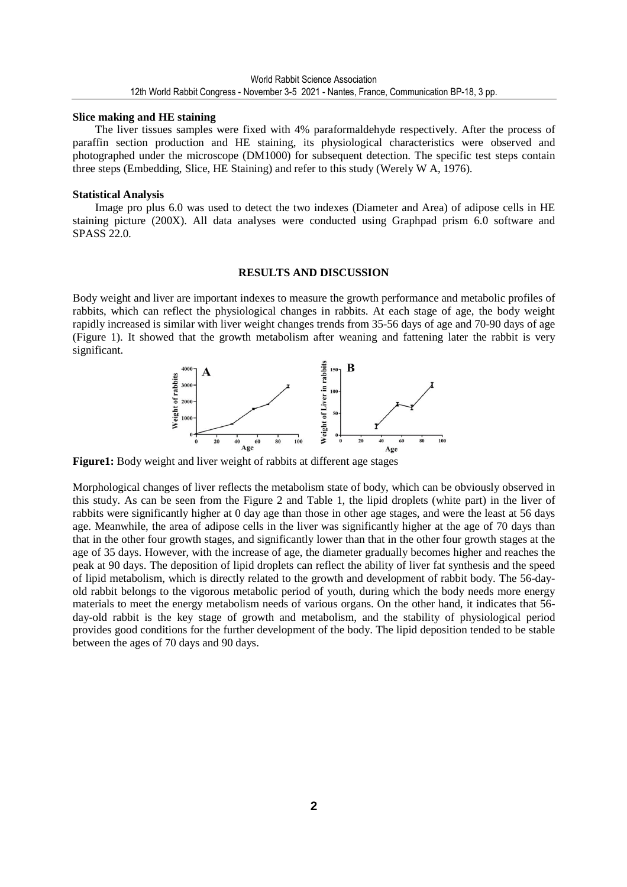**Slice making and HE staining**

The liver tissues samples were fixed with 4% paraformaldehyde respectively. After the process of paraffin section production and HE staining, its physiological characteristics were observed and photographed under the microscope (DM1000) for subsequent detection. The specific test steps contain three steps (Embedding, Slice, HE Staining) and refer to this study (Werely W A, 1976).

**Statistical Analysis**

Image pro plus 6.0 was used to detect the two indexes (Diameter and Area) of adipose cells in HE staining picture (200X). All data analyses were conducted using Graphpad prism 6.0 software and SPASS 22.0.

## RESULTS AND DISCUSSION

Body weight and liver are important indexes to measure the growth performance and metabolic profiles of rabbits, which can reflect the physiological changes in rabbits. At each stage of age, the body weight rapidly increased is similar with liver weight changes trends from 35-56 days of age and 70-90 days of age (Figure 1). It showed that the growth metabolism after weaning and fattening later the rabbit is very significant.

**Figure1:** Body weight and liver weight of rabbits at different age stages

Morphological changes of liver reflects the metabolism state of body, which can be obviously observed in this study. As can be seen from the Figure 2 and Table 1, the lipid droplets (white part) in the liver of rabbits were significantly higher at 0 day age than those in other age stages, and were the least at 56 days age. Meanwhile, the area of adipose cells in the liver was significantly higher at the age of 70 days than that in the other four growth stages, and significantly lower than that in the other four growth stages at the age of 35 days. However, with the increase of age, the diameter gradually becomes higher and reaches the peak at 90 days. The deposition of lipid droplets can reflect the ability of liver fat synthesis and the speed of lipid metabolism, which is directly related to the growth and development of rabbit body. The 56-day-old rabbit belongs to the vigorous metabolic period of youth, during which the body needs more energy materials to meet the energy metabolism needs of various organs. On the other hand, it indicates that 56-day-old rabbit is the key stage of growth and metabolism, and the stability of physiological period provides good conditions for the further development of the body. The lipid deposition tended to be stable between the ages of 70 days and 90 days.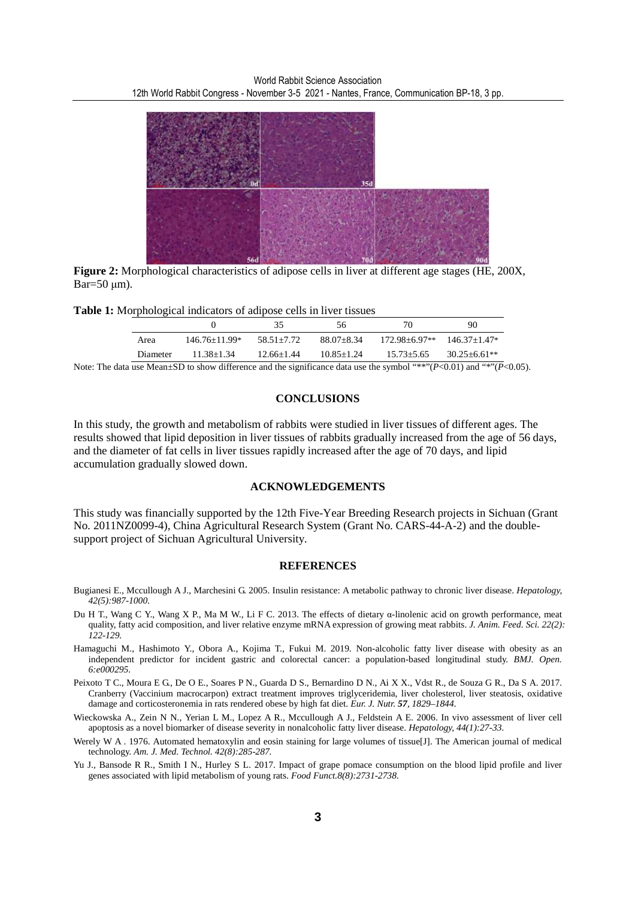**Figure 2:** Morphological characteristics of adipose cells in liver at different age stages (HE, 200X, Bar=50 μm).

**Table 1:** Morphological indicators of adipose cells in liver tissues

| | 0 | 35 | 56 | 70 | 90 |
|---|---|---|---|---|---|
| Area | 146.76±11.99* | 58.51±7.72 | 88.07±8.34 | 172.98±6.97** | 146.37±1.47* |
| Diameter | 11.38±1.34 | 12.66±1.44 | 10.85±1.24 | 15.73±5.65 | 30.25±6.61** |

Note: The data use Mean±SD to show difference and the significance data use the symbol "**"($P$<0.01) and "*"($P$<0.05).

## CONCLUSIONS

In this study, the growth and metabolism of rabbits were studied in liver tissues of different ages. The results showed that lipid deposition in liver tissues of rabbits gradually increased from the age of 56 days, and the diameter of fat cells in liver tissues rapidly increased after the age of 70 days, and lipid accumulation gradually slowed down.

## ACKNOWLEDGEMENTS

This study was financially supported by the 12th Five-Year Breeding Research projects in Sichuan (Grant No. 2011NZ0099-4), China Agricultural Research System (Grant No. CARS-44-A-2) and the double-support project of Sichuan Agricultural University.

## REFERENCES

Bugianesi E., Mccullough A J., Marchesini G. 2005. Insulin resistance: A metabolic pathway to chronic liver disease. *Hepatology, 42(5):987-1000.*

Du H T., Wang C Y., Wang X P., Ma M W., Li F C. 2013. The effects of dietary α-linolenic acid on growth performance, meat quality, fatty acid composition, and liver relative enzyme mRNA expression of growing meat rabbits. *J. Anim. Feed. Sci. 22(2): 122-129.*

Hamaguchi M., Hashimoto Y., Obora A., Kojima T., Fukui M. 2019. Non-alcoholic fatty liver disease with obesity as an independent predictor for incident gastric and colorectal cancer: a population-based longitudinal study. *BMJ. Open. 6:e000295.*

Peixoto T C., Moura E G., De O E., Soares P N., Guarda D S., Bernardino D N., Ai X X., Vdst R., de Souza G R., Da S A. 2017. Cranberry (Vaccinium macrocarpon) extract treatment improves triglyceridemia, liver cholesterol, liver steatosis, oxidative damage and corticosteronemia in rats rendered obese by high fat diet. *Eur. J. Nutr. **57**, 1829–1844.*

Wieckowska A., Zein N N., Yerian L M., Lopez A R., Mccullough A J., Feldstein A E. 2006. In vivo assessment of liver cell apoptosis as a novel biomarker of disease severity in nonalcoholic fatty liver disease. *Hepatology, 44(1):27-33.*

Werely W A . 1976. Automated hematoxylin and eosin staining for large volumes of tissue[J]. The American journal of medical technology. *Am. J. Med. Technol. 42(8):285-287.*

Yu J., Bansode R R., Smith I N., Hurley S L. 2017. Impact of grape pomace consumption on the blood lipid profile and liver genes associated with lipid metabolism of young rats. *Food Funct.8(8):2731-2738.*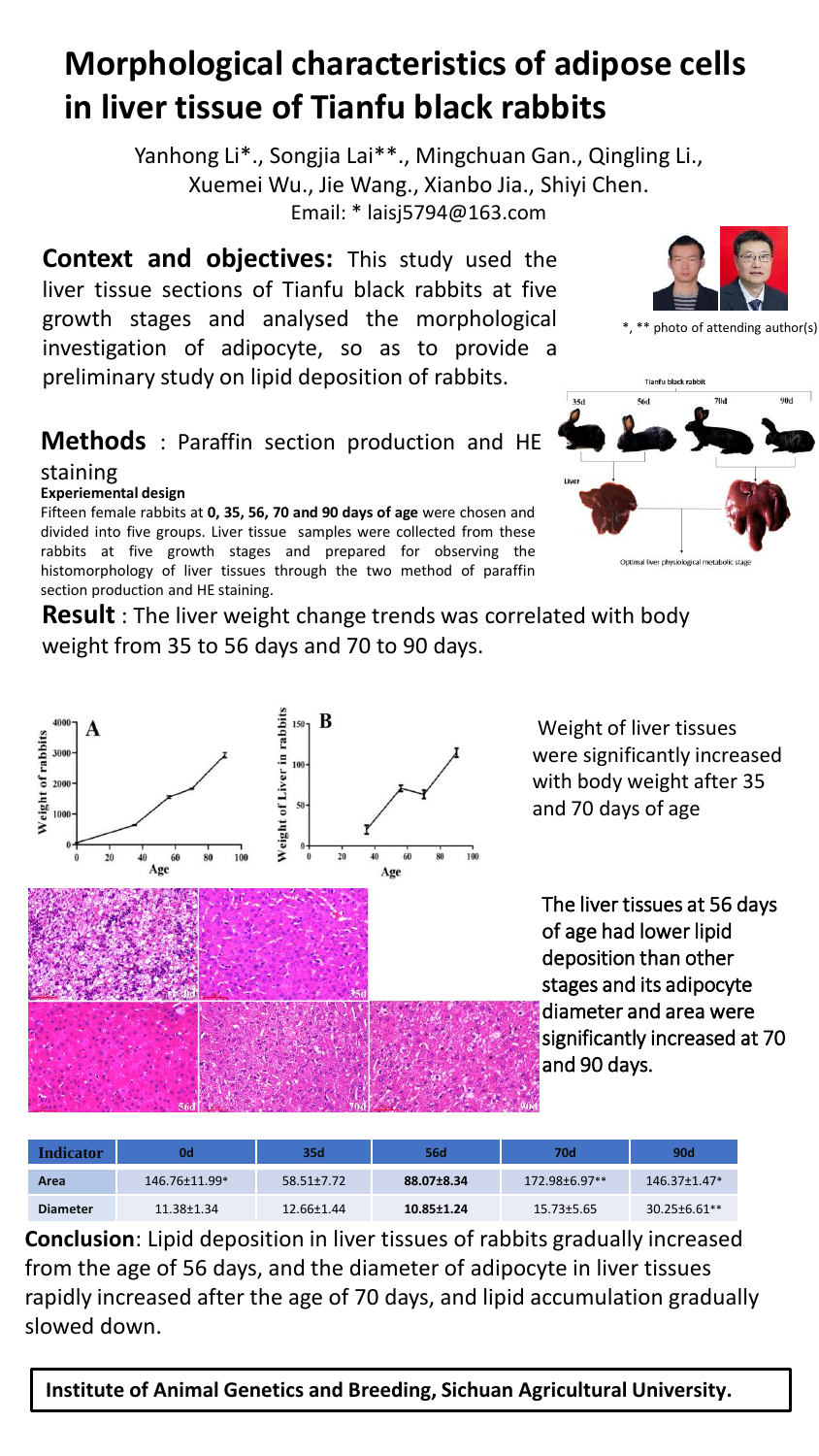# Morphological characteristics of adipose cells in liver tissue of Tianfu black rabbits

Yanhong Li*., Songjia Lai**., Mingchuan Gan., Qingling Li., Xuemei Wu., Jie Wang., Xianbo Jia., Shiyi Chen.

Email: * laisj5794@163.com

*, ** photo of attending author(s)

**Context and objectives:** This study used the liver tissue sections of Tianfu black rabbits at five growth stages and analysed the morphological investigation of adipocyte, so as to provide a preliminary study on lipid deposition of rabbits.

Tianfu black rabbit

35d 56d 70d 90d

Liver

Optimal liver physiological metabolic stage

## Methods : Paraffin section production and HE staining

**Experiemental design**

Fifteen female rabbits at **0, 35, 56, 70 and 90 days of age** were chosen and divided into five groups. Liver tissue samples were collected from these rabbits at five growth stages and prepared for observing the histomorphology of liver tissues through the two method of paraffin section production and HE staining.

## Result : The liver weight change trends was correlated with body weight from 35 to 56 days and 70 to 90 days.

A

Weight of rabbits

4000 3000 2000 1000 0

0 20 40 60 80 100

Age

B

Weight of Liver in rabbits

150 100 50 0

0 20 40 60 80 100

Age

Weight of liver tissues were significantly increased with body weight after 35 and 70 days of age

0d 35d 56d 70d 90d

The liver tissues at 56 days of age had lower lipid deposition than other stages and its adipocyte diameter and area were significantly increased at 70 and 90 days.

| Indicator | 0d | 35d | 56d | 70d | 90d |
| --- | --- | --- | --- | --- | --- |
| Area | 146.76±11.99* | 58.51±7.72 | **88.07±8.34** | 172.98±6.97** | 146.37±1.47* |
| Diameter | 11.38±1.34 | 12.66±1.44 | **10.85±1.24** | 15.73±5.65 | 30.25±6.61** |

**Conclusion**: Lipid deposition in liver tissues of rabbits gradually increased from the age of 56 days, and the diameter of adipocyte in liver tissues rapidly increased after the age of 70 days, and lipid accumulation gradually slowed down.

**Institute of Animal Genetics and Breeding, Sichuan Agricultural University.**